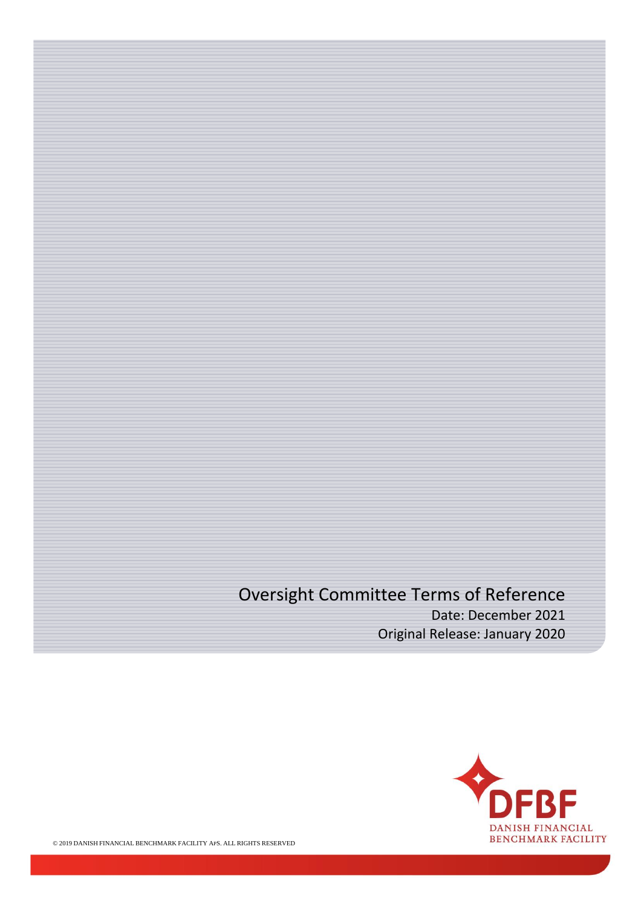# Oversight Committee Terms of Reference

Date: December 2021

Original Release: January 2020

DFBF
DANISH FINANCIAL
BENCHMARK FACILITY

© 2019 DANISH FINANCIAL BENCHMARK FACILITY ApS. ALL RIGHTS RESERVED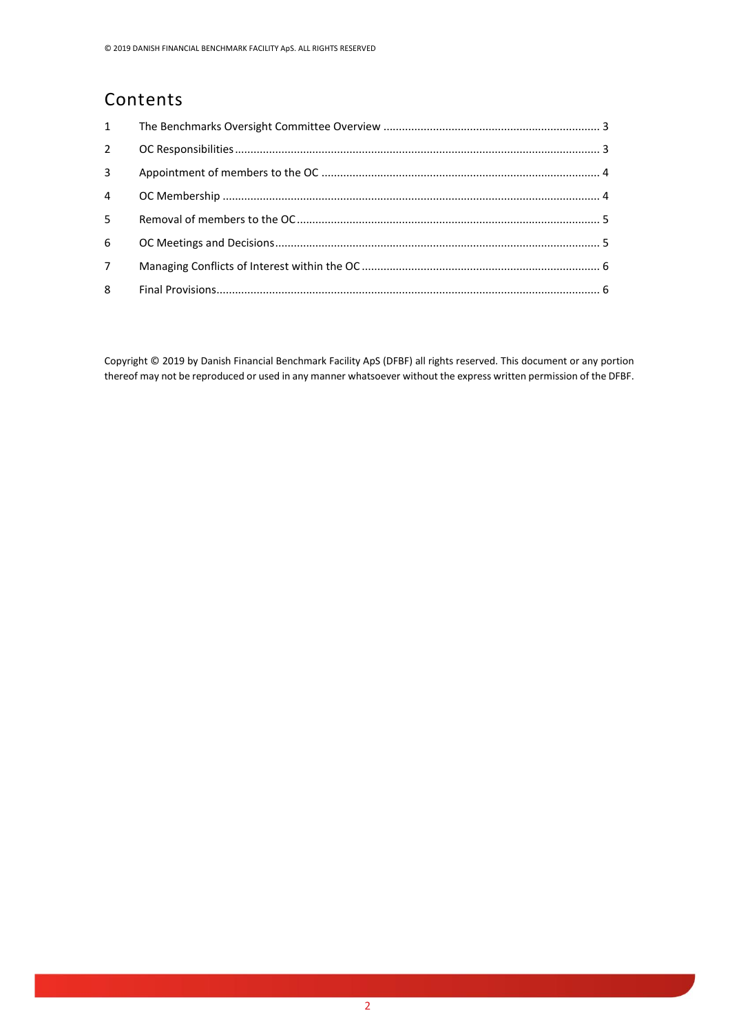## Contents

| | | |
|---|---|---|
| 1 | The Benchmarks Oversight Committee Overview | 3 |
| 2 | OC Responsibilities | 3 |
| 3 | Appointment of members to the OC | 4 |
| 4 | OC Membership | 4 |
| 5 | Removal of members to the OC | 5 |
| 6 | OC Meetings and Decisions | 5 |
| 7 | Managing Conflicts of Interest within the OC | 6 |
| 8 | Final Provisions | 6 |

Copyright © 2019 by Danish Financial Benchmark Facility ApS (DFBF) all rights reserved. This document or any portion thereof may not be reproduced or used in any manner whatsoever without the express written permission of the DFBF.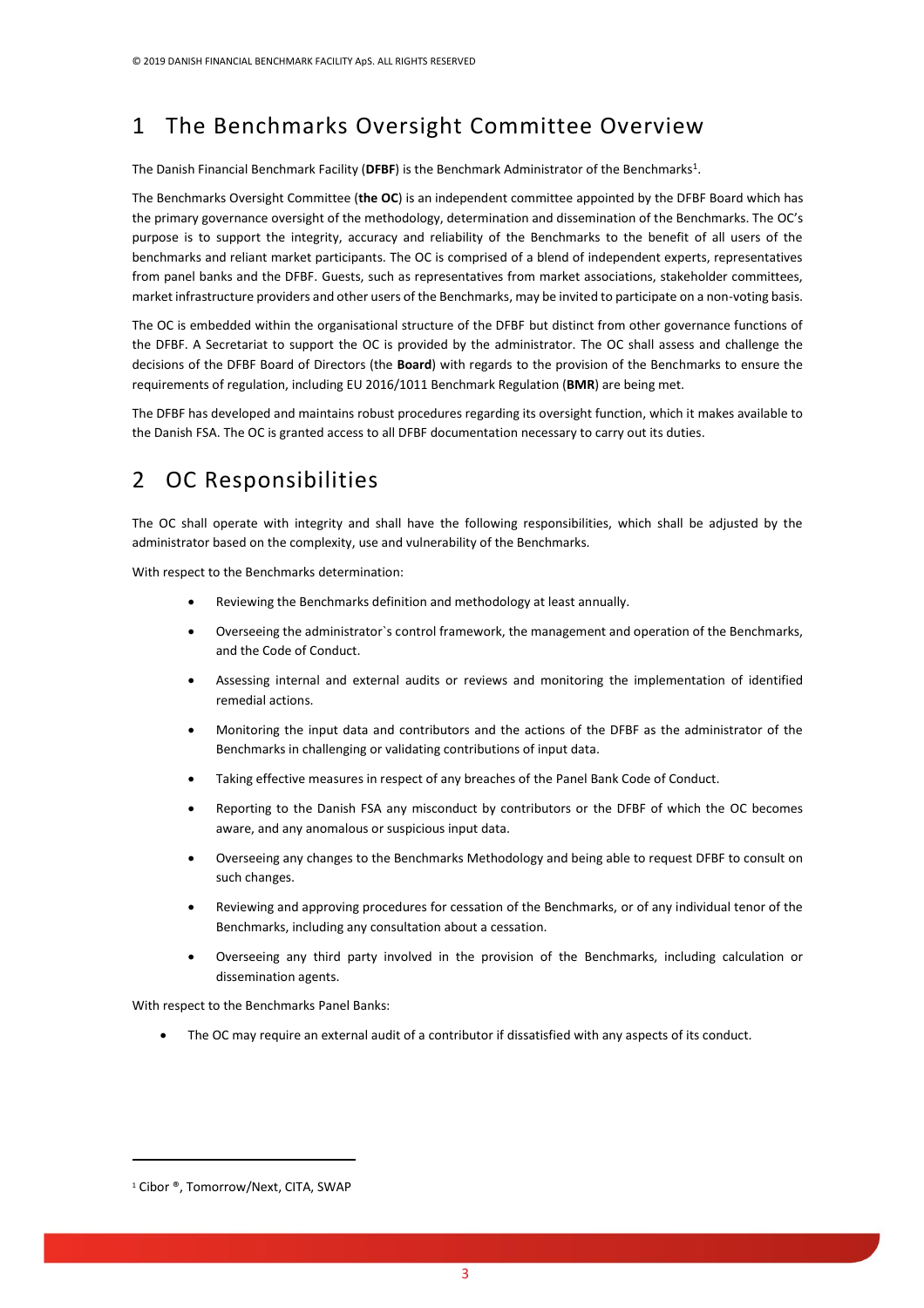# 1 The Benchmarks Oversight Committee Overview

The Danish Financial Benchmark Facility (**DFBF**) is the Benchmark Administrator of the Benchmarks[1].

The Benchmarks Oversight Committee (**the OC**) is an independent committee appointed by the DFBF Board which has the primary governance oversight of the methodology, determination and dissemination of the Benchmarks. The OC's purpose is to support the integrity, accuracy and reliability of the Benchmarks to the benefit of all users of the benchmarks and reliant market participants. The OC is comprised of a blend of independent experts, representatives from panel banks and the DFBF. Guests, such as representatives from market associations, stakeholder committees, market infrastructure providers and other users of the Benchmarks, may be invited to participate on a non-voting basis.

The OC is embedded within the organisational structure of the DFBF but distinct from other governance functions of the DFBF. A Secretariat to support the OC is provided by the administrator. The OC shall assess and challenge the decisions of the DFBF Board of Directors (the **Board**) with regards to the provision of the Benchmarks to ensure the requirements of regulation, including EU 2016/1011 Benchmark Regulation (**BMR**) are being met.

The DFBF has developed and maintains robust procedures regarding its oversight function, which it makes available to the Danish FSA. The OC is granted access to all DFBF documentation necessary to carry out its duties.

# 2 OC Responsibilities

The OC shall operate with integrity and shall have the following responsibilities, which shall be adjusted by the administrator based on the complexity, use and vulnerability of the Benchmarks.

With respect to the Benchmarks determination:

- Reviewing the Benchmarks definition and methodology at least annually.
- Overseeing the administrator`s control framework, the management and operation of the Benchmarks, and the Code of Conduct.
- Assessing internal and external audits or reviews and monitoring the implementation of identified remedial actions.
- Monitoring the input data and contributors and the actions of the DFBF as the administrator of the Benchmarks in challenging or validating contributions of input data.
- Taking effective measures in respect of any breaches of the Panel Bank Code of Conduct.
- Reporting to the Danish FSA any misconduct by contributors or the DFBF of which the OC becomes aware, and any anomalous or suspicious input data.
- Overseeing any changes to the Benchmarks Methodology and being able to request DFBF to consult on such changes.
- Reviewing and approving procedures for cessation of the Benchmarks, or of any individual tenor of the Benchmarks, including any consultation about a cessation.
- Overseeing any third party involved in the provision of the Benchmarks, including calculation or dissemination agents.

With respect to the Benchmarks Panel Banks:

- The OC may require an external audit of a contributor if dissatisfied with any aspects of its conduct.

[1] Cibor ®, Tomorrow/Next, CITA, SWAP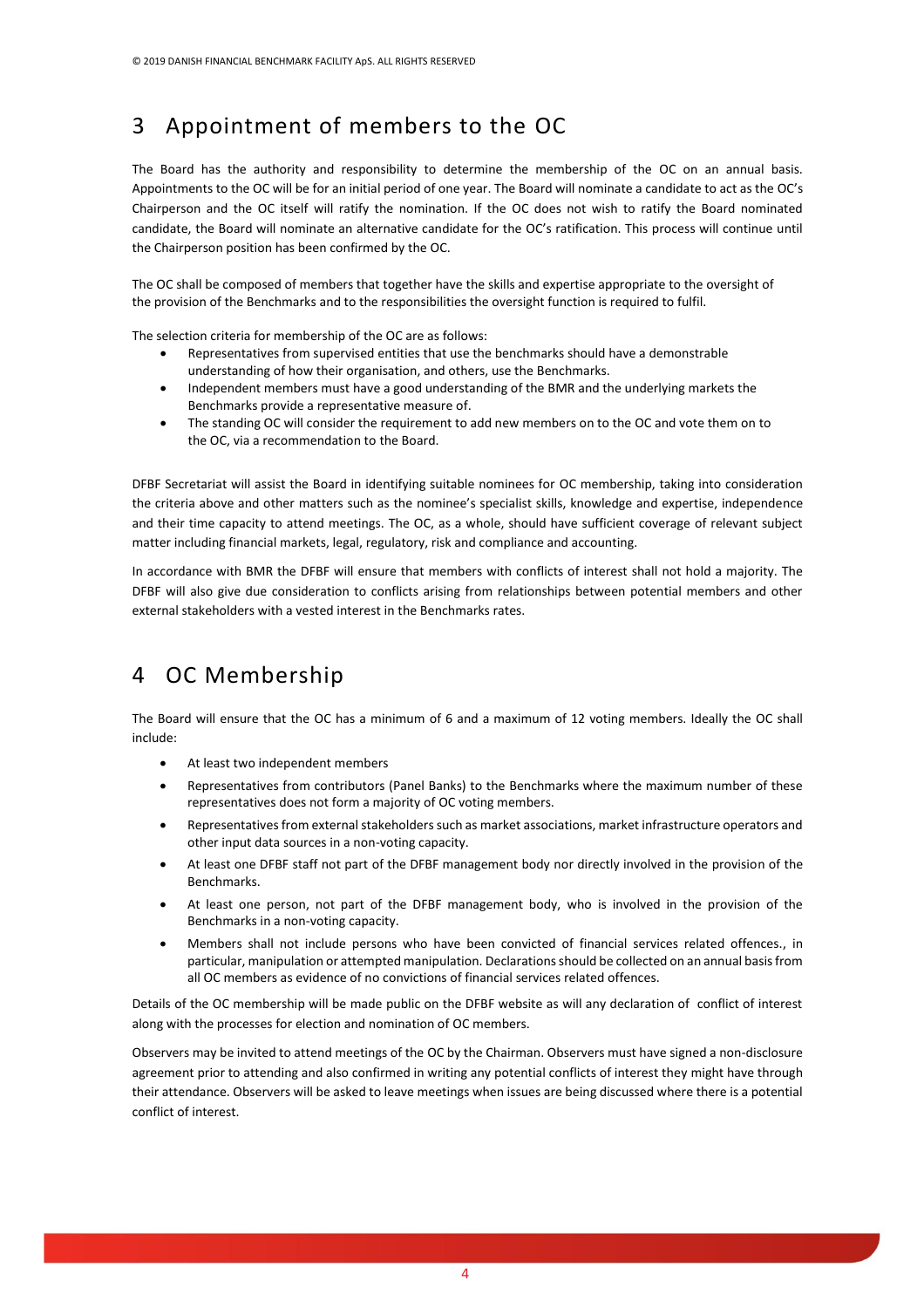## 3 Appointment of members to the OC

The Board has the authority and responsibility to determine the membership of the OC on an annual basis. Appointments to the OC will be for an initial period of one year. The Board will nominate a candidate to act as the OC's Chairperson and the OC itself will ratify the nomination. If the OC does not wish to ratify the Board nominated candidate, the Board will nominate an alternative candidate for the OC's ratification. This process will continue until the Chairperson position has been confirmed by the OC.

The OC shall be composed of members that together have the skills and expertise appropriate to the oversight of the provision of the Benchmarks and to the responsibilities the oversight function is required to fulfil.

The selection criteria for membership of the OC are as follows:

- Representatives from supervised entities that use the benchmarks should have a demonstrable understanding of how their organisation, and others, use the Benchmarks.
- Independent members must have a good understanding of the BMR and the underlying markets the Benchmarks provide a representative measure of.
- The standing OC will consider the requirement to add new members on to the OC and vote them on to the OC, via a recommendation to the Board.

DFBF Secretariat will assist the Board in identifying suitable nominees for OC membership, taking into consideration the criteria above and other matters such as the nominee's specialist skills, knowledge and expertise, independence and their time capacity to attend meetings. The OC, as a whole, should have sufficient coverage of relevant subject matter including financial markets, legal, regulatory, risk and compliance and accounting.

In accordance with BMR the DFBF will ensure that members with conflicts of interest shall not hold a majority. The DFBF will also give due consideration to conflicts arising from relationships between potential members and other external stakeholders with a vested interest in the Benchmarks rates.

## 4 OC Membership

The Board will ensure that the OC has a minimum of 6 and a maximum of 12 voting members. Ideally the OC shall include:

- At least two independent members
- Representatives from contributors (Panel Banks) to the Benchmarks where the maximum number of these representatives does not form a majority of OC voting members.
- Representatives from external stakeholders such as market associations, market infrastructure operators and other input data sources in a non-voting capacity.
- At least one DFBF staff not part of the DFBF management body nor directly involved in the provision of the Benchmarks.
- At least one person, not part of the DFBF management body, who is involved in the provision of the Benchmarks in a non-voting capacity.
- Members shall not include persons who have been convicted of financial services related offences., in particular, manipulation or attempted manipulation. Declarations should be collected on an annual basis from all OC members as evidence of no convictions of financial services related offences.

Details of the OC membership will be made public on the DFBF website as will any declaration of conflict of interest along with the processes for election and nomination of OC members.

Observers may be invited to attend meetings of the OC by the Chairman. Observers must have signed a non-disclosure agreement prior to attending and also confirmed in writing any potential conflicts of interest they might have through their attendance. Observers will be asked to leave meetings when issues are being discussed where there is a potential conflict of interest.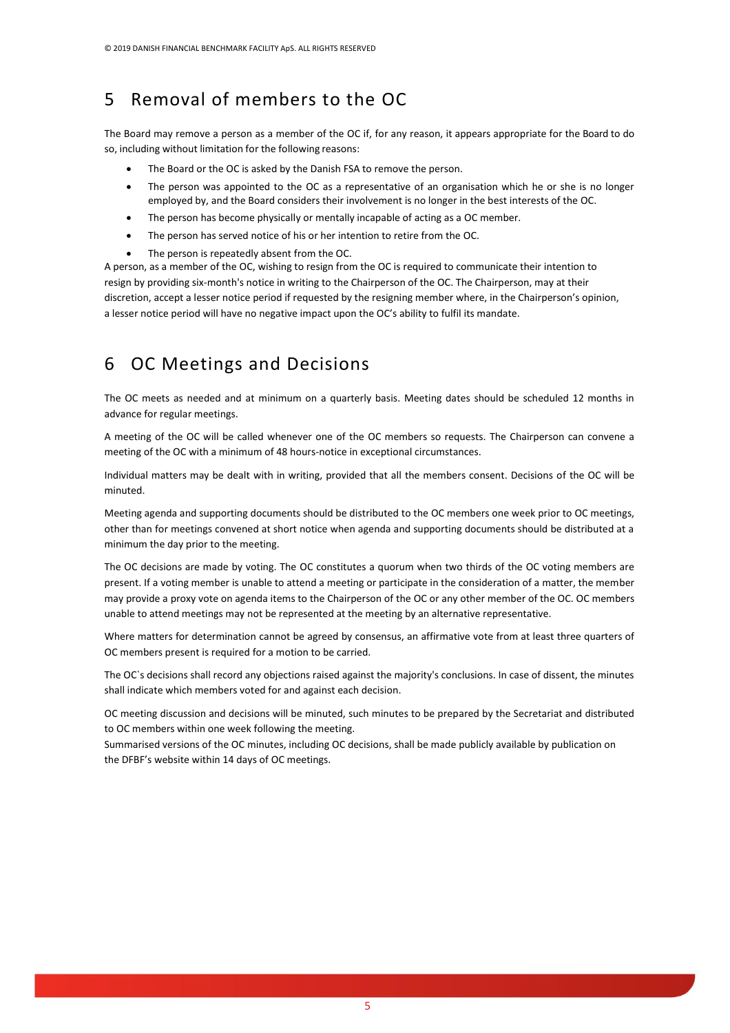# 5 Removal of members to the OC

The Board may remove a person as a member of the OC if, for any reason, it appears appropriate for the Board to do so, including without limitation for the following reasons:

- The Board or the OC is asked by the Danish FSA to remove the person.
- The person was appointed to the OC as a representative of an organisation which he or she is no longer employed by, and the Board considers their involvement is no longer in the best interests of the OC.
- The person has become physically or mentally incapable of acting as a OC member.
- The person has served notice of his or her intention to retire from the OC.
- The person is repeatedly absent from the OC.

A person, as a member of the OC, wishing to resign from the OC is required to communicate their intention to resign by providing six-month's notice in writing to the Chairperson of the OC. The Chairperson, may at their discretion, accept a lesser notice period if requested by the resigning member where, in the Chairperson's opinion, a lesser notice period will have no negative impact upon the OC's ability to fulfil its mandate.

# 6 OC Meetings and Decisions

The OC meets as needed and at minimum on a quarterly basis. Meeting dates should be scheduled 12 months in advance for regular meetings.

A meeting of the OC will be called whenever one of the OC members so requests. The Chairperson can convene a meeting of the OC with a minimum of 48 hours-notice in exceptional circumstances.

Individual matters may be dealt with in writing, provided that all the members consent. Decisions of the OC will be minuted.

Meeting agenda and supporting documents should be distributed to the OC members one week prior to OC meetings, other than for meetings convened at short notice when agenda and supporting documents should be distributed at a minimum the day prior to the meeting.

The OC decisions are made by voting. The OC constitutes a quorum when two thirds of the OC voting members are present. If a voting member is unable to attend a meeting or participate in the consideration of a matter, the member may provide a proxy vote on agenda items to the Chairperson of the OC or any other member of the OC. OC members unable to attend meetings may not be represented at the meeting by an alternative representative.

Where matters for determination cannot be agreed by consensus, an affirmative vote from at least three quarters of OC members present is required for a motion to be carried.

The OC`s decisions shall record any objections raised against the majority's conclusions. In case of dissent, the minutes shall indicate which members voted for and against each decision.

OC meeting discussion and decisions will be minuted, such minutes to be prepared by the Secretariat and distributed to OC members within one week following the meeting.

Summarised versions of the OC minutes, including OC decisions, shall be made publicly available by publication on the DFBF's website within 14 days of OC meetings.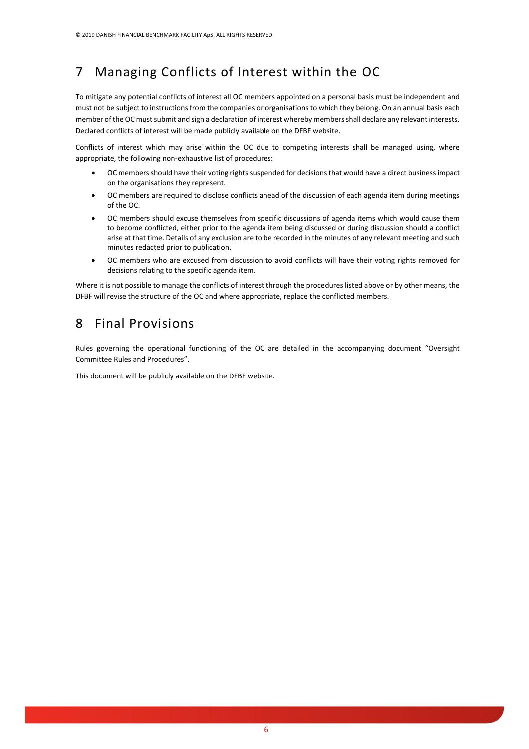## 7 Managing Conflicts of Interest within the OC

To mitigate any potential conflicts of interest all OC members appointed on a personal basis must be independent and must not be subject to instructions from the companies or organisations to which they belong. On an annual basis each member of the OC must submit and sign a declaration of interest whereby members shall declare any relevant interests. Declared conflicts of interest will be made publicly available on the DFBF website.

Conflicts of interest which may arise within the OC due to competing interests shall be managed using, where appropriate, the following non-exhaustive list of procedures:

- OC members should have their voting rights suspended for decisions that would have a direct business impact on the organisations they represent.
- OC members are required to disclose conflicts ahead of the discussion of each agenda item during meetings of the OC.
- OC members should excuse themselves from specific discussions of agenda items which would cause them to become conflicted, either prior to the agenda item being discussed or during discussion should a conflict arise at that time. Details of any exclusion are to be recorded in the minutes of any relevant meeting and such minutes redacted prior to publication.
- OC members who are excused from discussion to avoid conflicts will have their voting rights removed for decisions relating to the specific agenda item.

Where it is not possible to manage the conflicts of interest through the procedures listed above or by other means, the DFBF will revise the structure of the OC and where appropriate, replace the conflicted members.

## 8 Final Provisions

Rules governing the operational functioning of the OC are detailed in the accompanying document "Oversight Committee Rules and Procedures".

This document will be publicly available on the DFBF website.